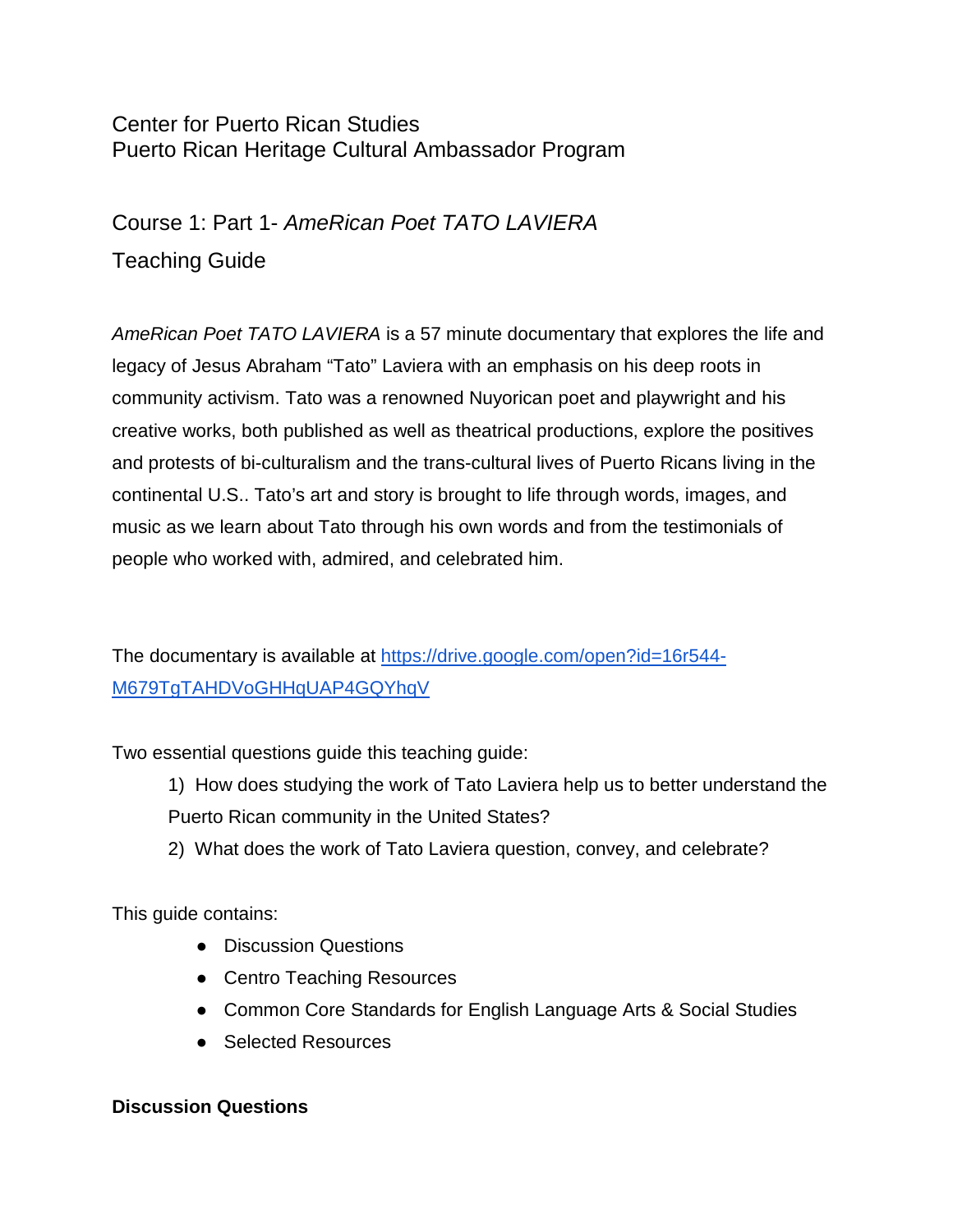Center for Puerto Rican Studies
Puerto Rican Heritage Cultural Ambassador Program

# Course 1: Part 1- *AmeRican Poet TATO LAVIERA*

## Teaching Guide

*AmeRican Poet TATO LAVIERA* is a 57 minute documentary that explores the life and legacy of Jesus Abraham "Tato" Laviera with an emphasis on his deep roots in community activism. Tato was a renowned Nuyorican poet and playwright and his creative works, both published as well as theatrical productions, explore the positives and protests of bi-culturalism and the trans-cultural lives of Puerto Ricans living in the continental U.S.. Tato's art and story is brought to life through words, images, and music as we learn about Tato through his own words and from the testimonials of people who worked with, admired, and celebrated him.

The documentary is available at [https://drive.google.com/open?id=16r544-M679TgTAHDVoGHHqUAP4GQYhqV](https://drive.google.com/open?id=16r544-M679TgTAHDVoGHHqUAP4GQYhqV)

Two essential questions guide this teaching guide:

1) How does studying the work of Tato Laviera help us to better understand the Puerto Rican community in the United States?
2) What does the work of Tato Laviera question, convey, and celebrate?

This guide contains:

- Discussion Questions
- Centro Teaching Resources
- Common Core Standards for English Language Arts & Social Studies
- Selected Resources

**Discussion Questions**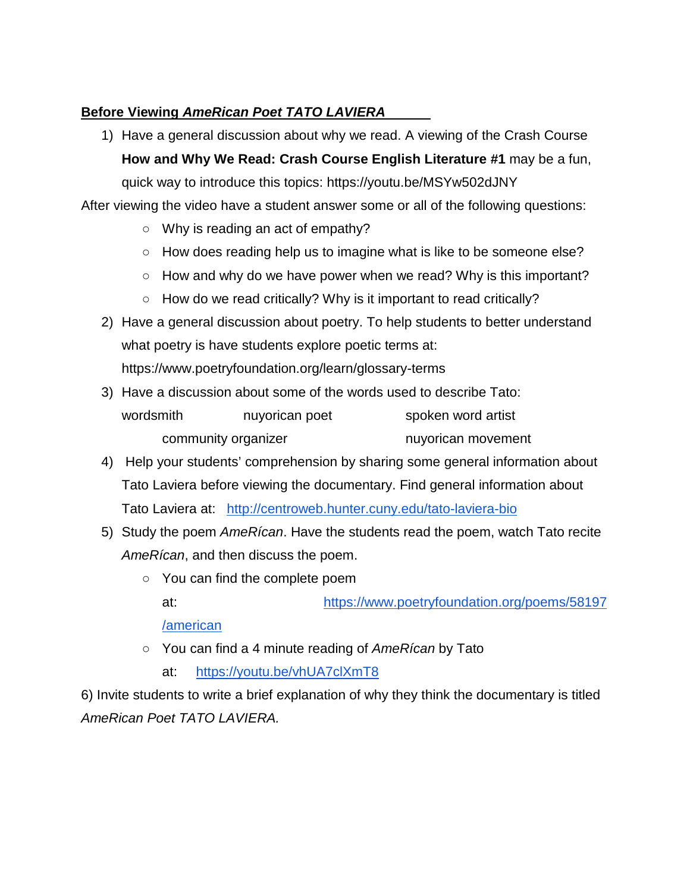**Before Viewing *AmeRican Poet TATO LAVIERA***

1) Have a general discussion about why we read. A viewing of the Crash Course **How and Why We Read: Crash Course English Literature #1** may be a fun, quick way to introduce this topics: https://youtu.be/MSYw502dJNY

After viewing the video have a student answer some or all of the following questions:

- Why is reading an act of empathy?
- How does reading help us to imagine what is like to be someone else?
- How and why do we have power when we read? Why is this important?
- How do we read critically? Why is it important to read critically?

2) Have a general discussion about poetry. To help students to better understand what poetry is have students explore poetic terms at: https://www.poetryfoundation.org/learn/glossary-terms

3) Have a discussion about some of the words used to describe Tato:

   wordsmith    nuyorican poet    spoken word artist
   community organizer    nuyorican movement

4) Help your students' comprehension by sharing some general information about Tato Laviera before viewing the documentary. Find general information about Tato Laviera at: [http://centroweb.hunter.cuny.edu/tato-laviera-bio](http://centroweb.hunter.cuny.edu/tato-laviera-bio)

5) Study the poem *AmeRícan*. Have the students read the poem, watch Tato recite *AmeRícan*, and then discuss the poem.
   - You can find the complete poem at: [https://www.poetryfoundation.org/poems/58197/american](https://www.poetryfoundation.org/poems/58197/american)
   - You can find a 4 minute reading of *AmeRícan* by Tato at: [https://youtu.be/vhUA7clXmT8](https://youtu.be/vhUA7clXmT8)

6) Invite students to write a brief explanation of why they think the documentary is titled *AmeRican Poet TATO LAVIERA.*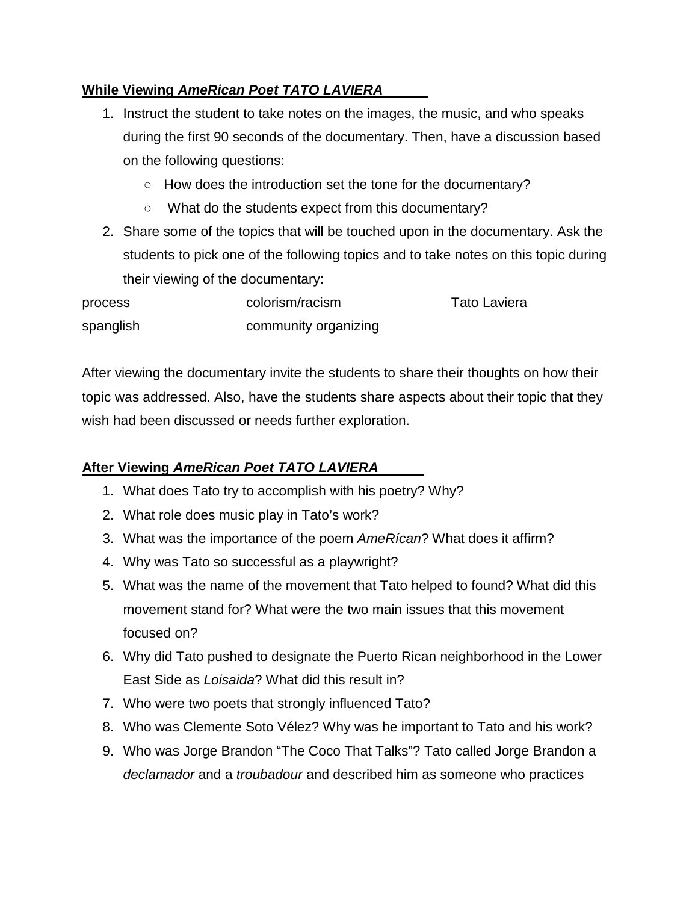**While Viewing *AmeRican Poet TATO LAVIERA***

1. Instruct the student to take notes on the images, the music, and who speaks during the first 90 seconds of the documentary. Then, have a discussion based on the following questions:
   - How does the introduction set the tone for the documentary?
   - What do the students expect from this documentary?
2. Share some of the topics that will be touched upon in the documentary. Ask the students to pick one of the following topics and to take notes on this topic during their viewing of the documentary:

| | | |
|---|---|---|
| process | colorism/racism | Tato Laviera |
| spanglish | community organizing | |

After viewing the documentary invite the students to share their thoughts on how their topic was addressed. Also, have the students share aspects about their topic that they wish had been discussed or needs further exploration.

**After Viewing *AmeRican Poet TATO LAVIERA***

1. What does Tato try to accomplish with his poetry? Why?
2. What role does music play in Tato's work?
3. What was the importance of the poem *AmeRícan*? What does it affirm?
4. Why was Tato so successful as a playwright?
5. What was the name of the movement that Tato helped to found? What did this movement stand for? What were the two main issues that this movement focused on?
6. Why did Tato pushed to designate the Puerto Rican neighborhood in the Lower East Side as *Loisaida*? What did this result in?
7. Who were two poets that strongly influenced Tato?
8. Who was Clemente Soto Vélez? Why was he important to Tato and his work?
9. Who was Jorge Brandon "The Coco That Talks"? Tato called Jorge Brandon a *declamador* and a *troubadour* and described him as someone who practices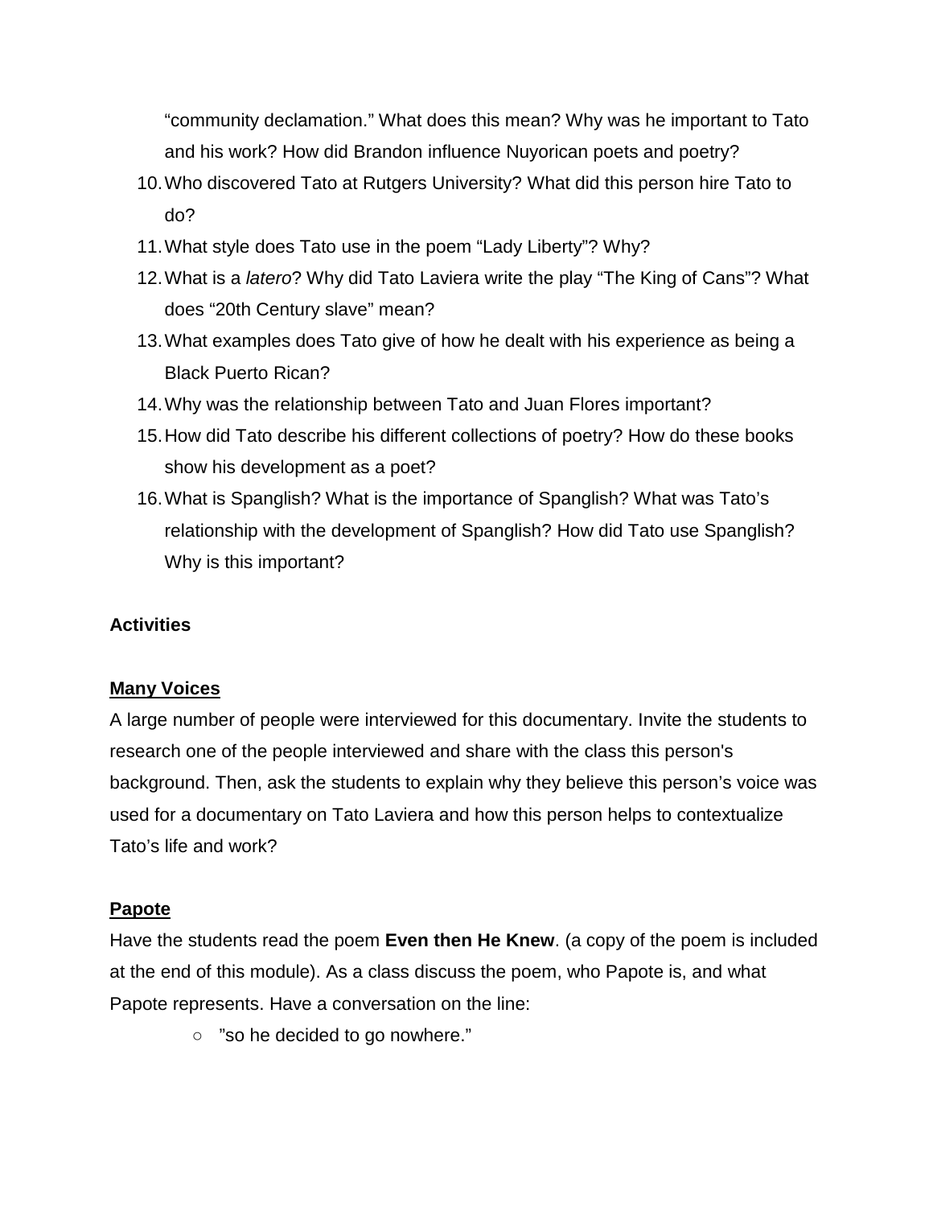"community declamation." What does this mean? Why was he important to Tato and his work? How did Brandon influence Nuyorican poets and poetry?

10. Who discovered Tato at Rutgers University? What did this person hire Tato to do?
11. What style does Tato use in the poem "Lady Liberty"? Why?
12. What is a *latero*? Why did Tato Laviera write the play "The King of Cans"? What does "20th Century slave" mean?
13. What examples does Tato give of how he dealt with his experience as being a Black Puerto Rican?
14. Why was the relationship between Tato and Juan Flores important?
15. How did Tato describe his different collections of poetry? How do these books show his development as a poet?
16. What is Spanglish? What is the importance of Spanglish? What was Tato's relationship with the development of Spanglish? How did Tato use Spanglish? Why is this important?

**Activities**

**Many Voices**

A large number of people were interviewed for this documentary. Invite the students to research one of the people interviewed and share with the class this person's background. Then, ask the students to explain why they believe this person's voice was used for a documentary on Tato Laviera and how this person helps to contextualize Tato's life and work?

**Papote**

Have the students read the poem **Even then He Knew**. (a copy of the poem is included at the end of this module). As a class discuss the poem, who Papote is, and what Papote represents. Have a conversation on the line:

- "so he decided to go nowhere."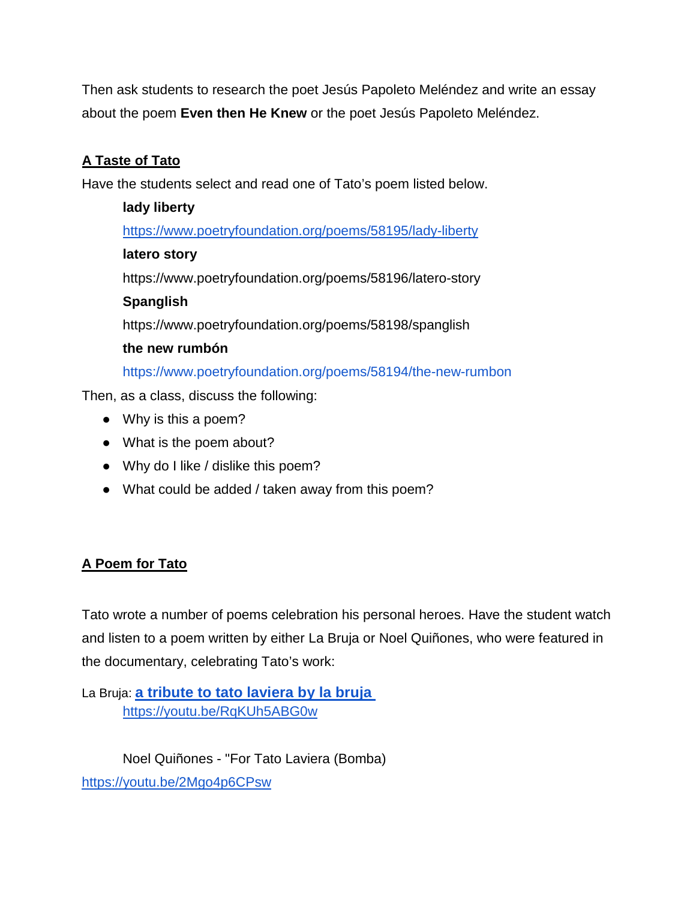Then ask students to research the poet Jesús Papoleto Meléndez and write an essay about the poem **Even then He Knew** or the poet Jesús Papoleto Meléndez.

## A Taste of Tato

Have the students select and read one of Tato's poem listed below.

**lady liberty**

https://www.poetryfoundation.org/poems/58195/lady-liberty

**latero story**

https://www.poetryfoundation.org/poems/58196/latero-story

**Spanglish**

https://www.poetryfoundation.org/poems/58198/spanglish

**the new rumbón**

https://www.poetryfoundation.org/poems/58194/the-new-rumbon

Then, as a class, discuss the following:

- Why is this a poem?
- What is the poem about?
- Why do I like / dislike this poem?
- What could be added / taken away from this poem?

## A Poem for Tato

Tato wrote a number of poems celebration his personal heroes. Have the student watch and listen to a poem written by either La Bruja or Noel Quiñones, who were featured in the documentary, celebrating Tato's work:

La Bruja: **a tribute to tato laviera by la bruja**

https://youtu.be/RqKUh5ABG0w

Noel Quiñones - "For Tato Laviera (Bomba)

https://youtu.be/2Mgo4p6CPsw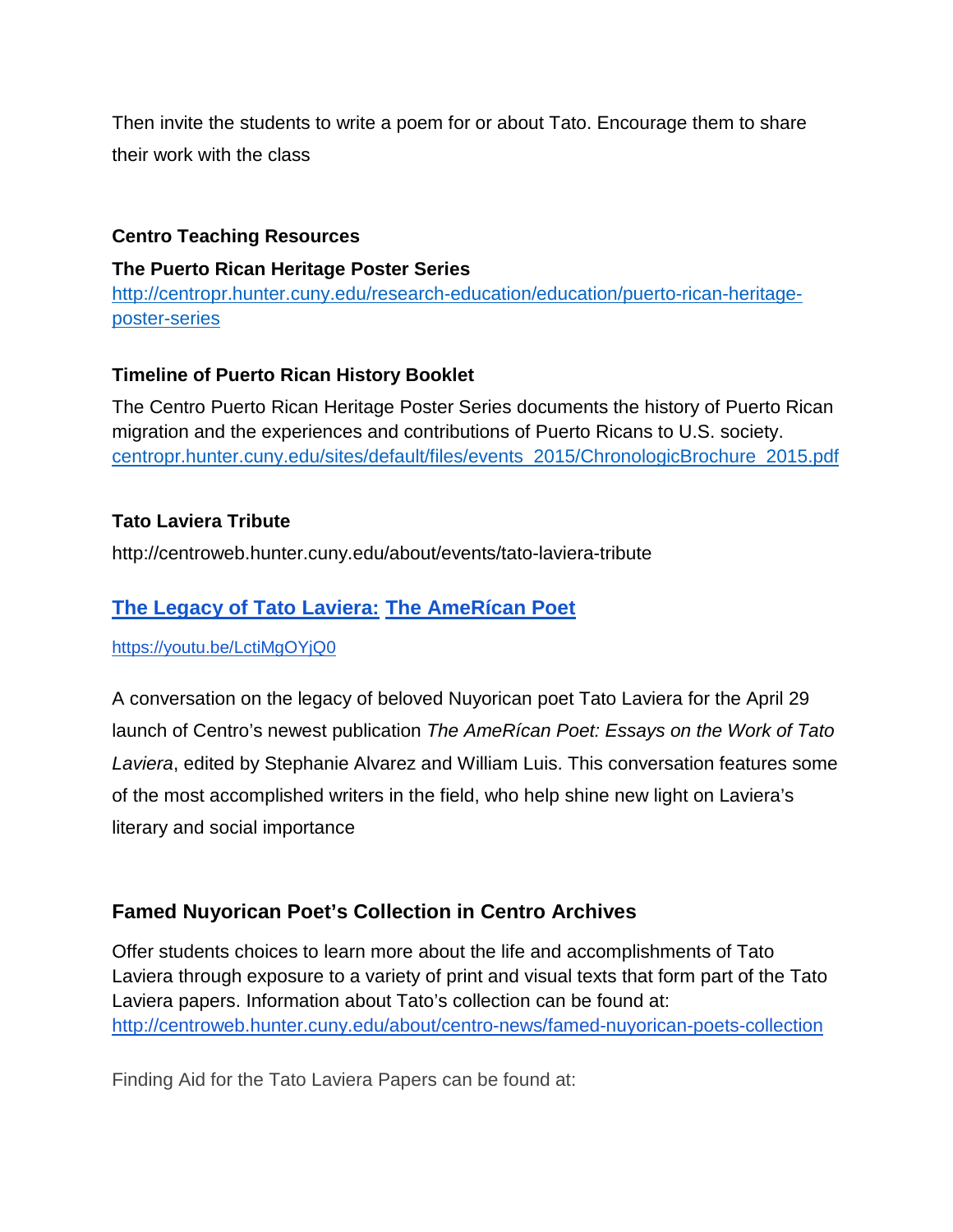Then invite the students to write a poem for or about Tato. Encourage them to share their work with the class

**Centro Teaching Resources**

**The Puerto Rican Heritage Poster Series**
[http://centropr.hunter.cuny.edu/research-education/education/puerto-rican-heritage-poster-series](http://centropr.hunter.cuny.edu/research-education/education/puerto-rican-heritage-poster-series)

**Timeline of Puerto Rican History Booklet**

The Centro Puerto Rican Heritage Poster Series documents the history of Puerto Rican migration and the experiences and contributions of Puerto Ricans to U.S. society.
[centropr.hunter.cuny.edu/sites/default/files/events_2015/ChronologicBrochure_2015.pdf](centropr.hunter.cuny.edu/sites/default/files/events_2015/ChronologicBrochure_2015.pdf)

**Tato Laviera Tribute**

http://centroweb.hunter.cuny.edu/about/events/tato-laviera-tribute

## The Legacy of Tato Laviera: The AmeRícan Poet

[https://youtu.be/LctiMgOYjQ0](https://youtu.be/LctiMgOYjQ0)

A conversation on the legacy of beloved Nuyorican poet Tato Laviera for the April 29 launch of Centro's newest publication *The AmeRícan Poet: Essays on the Work of Tato Laviera*, edited by Stephanie Alvarez and William Luis. This conversation features some of the most accomplished writers in the field, who help shine new light on Laviera's literary and social importance

## Famed Nuyorican Poet's Collection in Centro Archives

Offer students choices to learn more about the life and accomplishments of Tato Laviera through exposure to a variety of print and visual texts that form part of the Tato Laviera papers. Information about Tato's collection can be found at:
[http://centroweb.hunter.cuny.edu/about/centro-news/famed-nuyorican-poets-collection](http://centroweb.hunter.cuny.edu/about/centro-news/famed-nuyorican-poets-collection)

Finding Aid for the Tato Laviera Papers can be found at: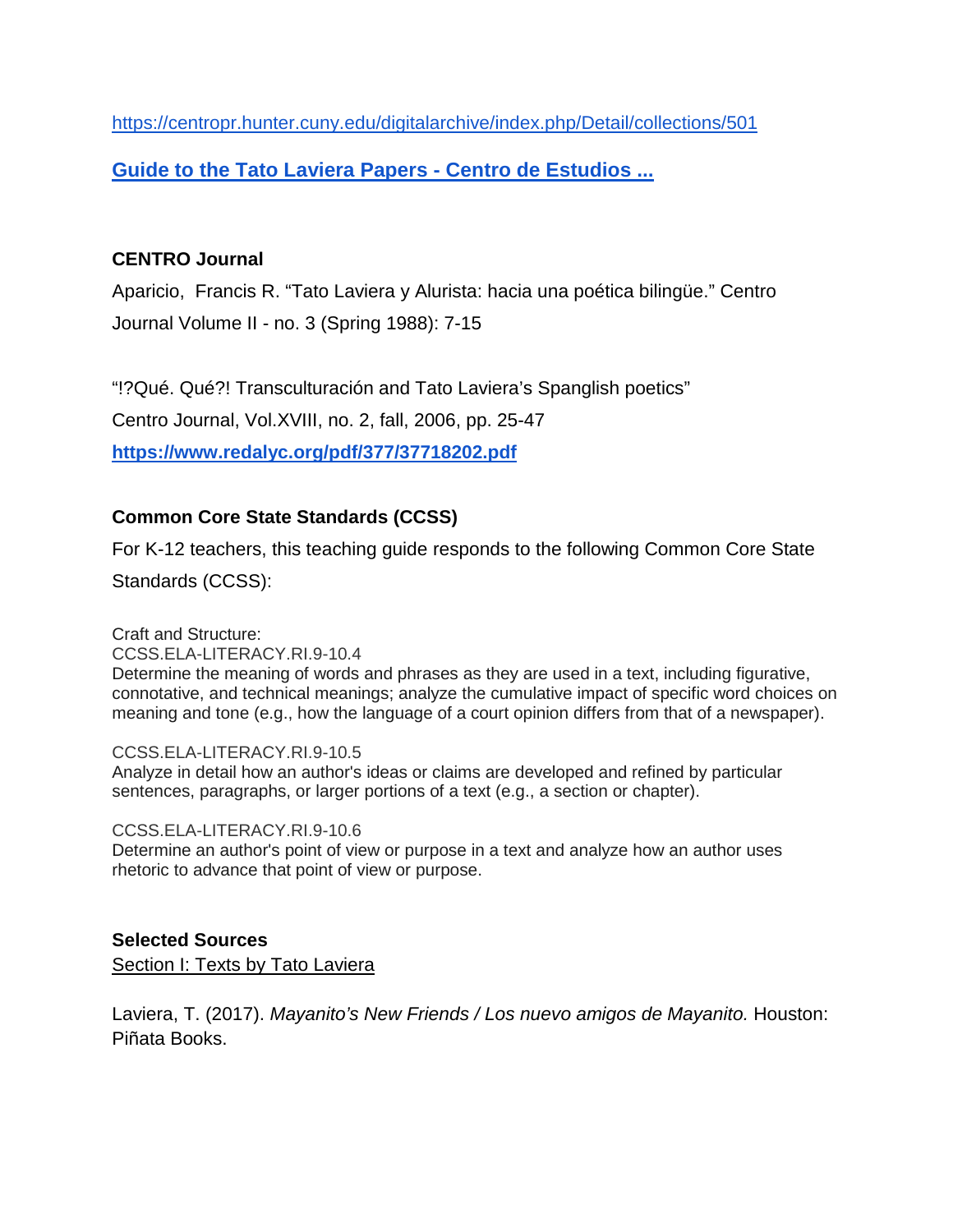https://centropr.hunter.cuny.edu/digitalarchive/index.php/Detail/collections/501

**Guide to the Tato Laviera Papers - Centro de Estudios ...**

**CENTRO Journal**

Aparicio, Francis R. "Tato Laviera y Alurista: hacia una poética bilingüe." Centro Journal Volume II - no. 3 (Spring 1988): 7-15

"!?Qué. Qué?! Transculturación and Tato Laviera's Spanglish poetics" Centro Journal, Vol.XVIII, no. 2, fall, 2006, pp. 25-47

**https://www.redalyc.org/pdf/377/37718202.pdf**

**Common Core State Standards (CCSS)**

For K-12 teachers, this teaching guide responds to the following Common Core State Standards (CCSS):

Craft and Structure:
CCSS.ELA-LITERACY.RI.9-10.4
Determine the meaning of words and phrases as they are used in a text, including figurative, connotative, and technical meanings; analyze the cumulative impact of specific word choices on meaning and tone (e.g., how the language of a court opinion differs from that of a newspaper).

CCSS.ELA-LITERACY.RI.9-10.5
Analyze in detail how an author's ideas or claims are developed and refined by particular sentences, paragraphs, or larger portions of a text (e.g., a section or chapter).

CCSS.ELA-LITERACY.RI.9-10.6
Determine an author's point of view or purpose in a text and analyze how an author uses rhetoric to advance that point of view or purpose.

**Selected Sources**

Section I: Texts by Tato Laviera

Laviera, T. (2017). *Mayanito's New Friends / Los nuevo amigos de Mayanito.* Houston: Piñata Books.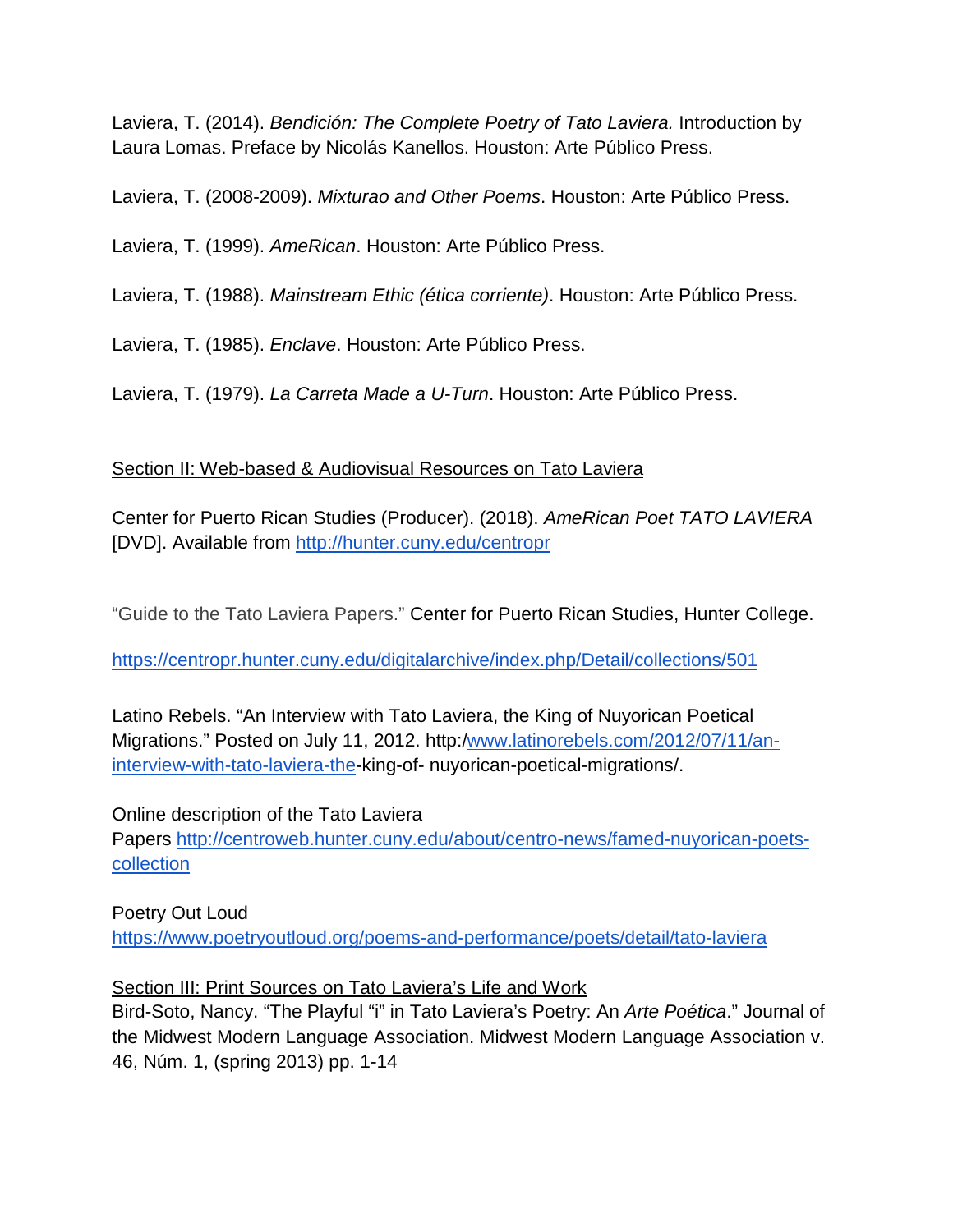Laviera, T. (2014). *Bendición: The Complete Poetry of Tato Laviera.* Introduction by Laura Lomas. Preface by Nicolás Kanellos. Houston: Arte Público Press.

Laviera, T. (2008-2009). *Mixturao and Other Poems*. Houston: Arte Público Press.

Laviera, T. (1999). *AmeRican*. Houston: Arte Público Press.

Laviera, T. (1988). *Mainstream Ethic (ética corriente)*. Houston: Arte Público Press.

Laviera, T. (1985). *Enclave*. Houston: Arte Público Press.

Laviera, T. (1979). *La Carreta Made a U-Turn*. Houston: Arte Público Press.

## Section II: Web-based & Audiovisual Resources on Tato Laviera

Center for Puerto Rican Studies (Producer). (2018). *AmeRican Poet TATO LAVIERA* [DVD]. Available from http://hunter.cuny.edu/centropr

"Guide to the Tato Laviera Papers." Center for Puerto Rican Studies, Hunter College.

https://centropr.hunter.cuny.edu/digitalarchive/index.php/Detail/collections/501

Latino Rebels. "An Interview with Tato Laviera, the King of Nuyorican Poetical Migrations." Posted on July 11, 2012. http:/www.latinorebels.com/2012/07/11/an-interview-with-tato-laviera-the-king-of- nuyorican-poetical-migrations/.

Online description of the Tato Laviera Papers http://centroweb.hunter.cuny.edu/about/centro-news/famed-nuyorican-poets-collection

Poetry Out Loud
https://www.poetryoutloud.org/poems-and-performance/poets/detail/tato-laviera

## Section III: Print Sources on Tato Laviera's Life and Work

Bird-Soto, Nancy. "The Playful "i" in Tato Laviera's Poetry: An *Arte Poética*." Journal of the Midwest Modern Language Association. Midwest Modern Language Association v. 46, Núm. 1, (spring 2013) pp. 1-14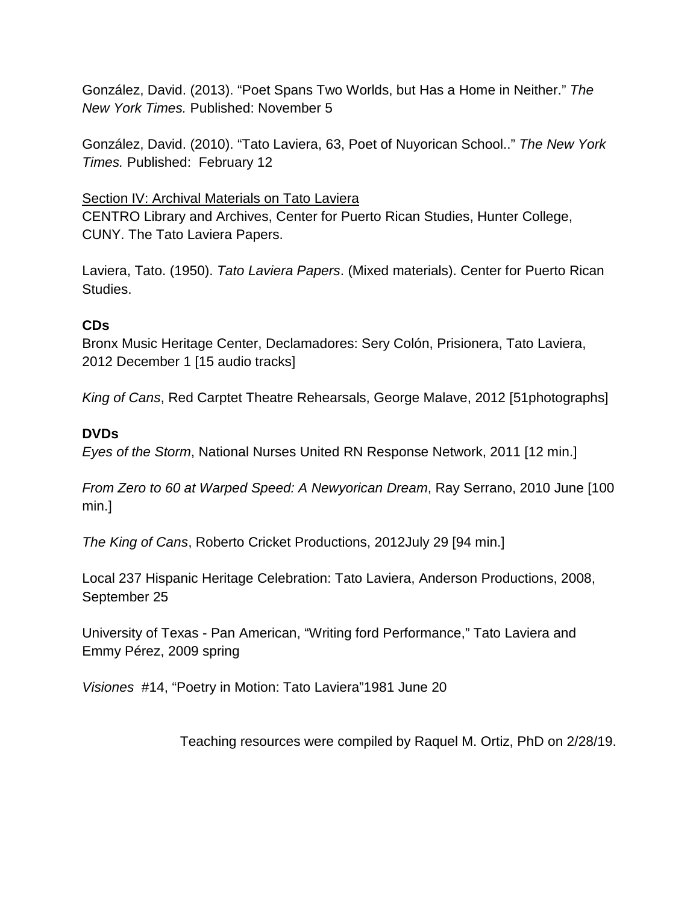González, David. (2013). "Poet Spans Two Worlds, but Has a Home in Neither." *The New York Times.* Published: November 5

González, David. (2010). "Tato Laviera, 63, Poet of Nuyorican School.." *The New York Times.* Published: February 12

<u>Section IV: Archival Materials on Tato Laviera</u>
CENTRO Library and Archives, Center for Puerto Rican Studies, Hunter College, CUNY. The Tato Laviera Papers.

Laviera, Tato. (1950). *Tato Laviera Papers*. (Mixed materials). Center for Puerto Rican Studies.

**CDs**
Bronx Music Heritage Center, Declamadores: Sery Colón, Prisionera, Tato Laviera, 2012 December 1 [15 audio tracks]

*King of Cans*, Red Carptet Theatre Rehearsals, George Malave, 2012 [51photographs]

**DVDs**
*Eyes of the Storm*, National Nurses United RN Response Network, 2011 [12 min.]

*From Zero to 60 at Warped Speed: A Newyorican Dream*, Ray Serrano, 2010 June [100 min.]

*The King of Cans*, Roberto Cricket Productions, 2012July 29 [94 min.]

Local 237 Hispanic Heritage Celebration: Tato Laviera, Anderson Productions, 2008, September 25

University of Texas - Pan American, "Writing ford Performance," Tato Laviera and Emmy Pérez, 2009 spring

*Visiones* #14, "Poetry in Motion: Tato Laviera"1981 June 20

Teaching resources were compiled by Raquel M. Ortiz, PhD on 2/28/19.